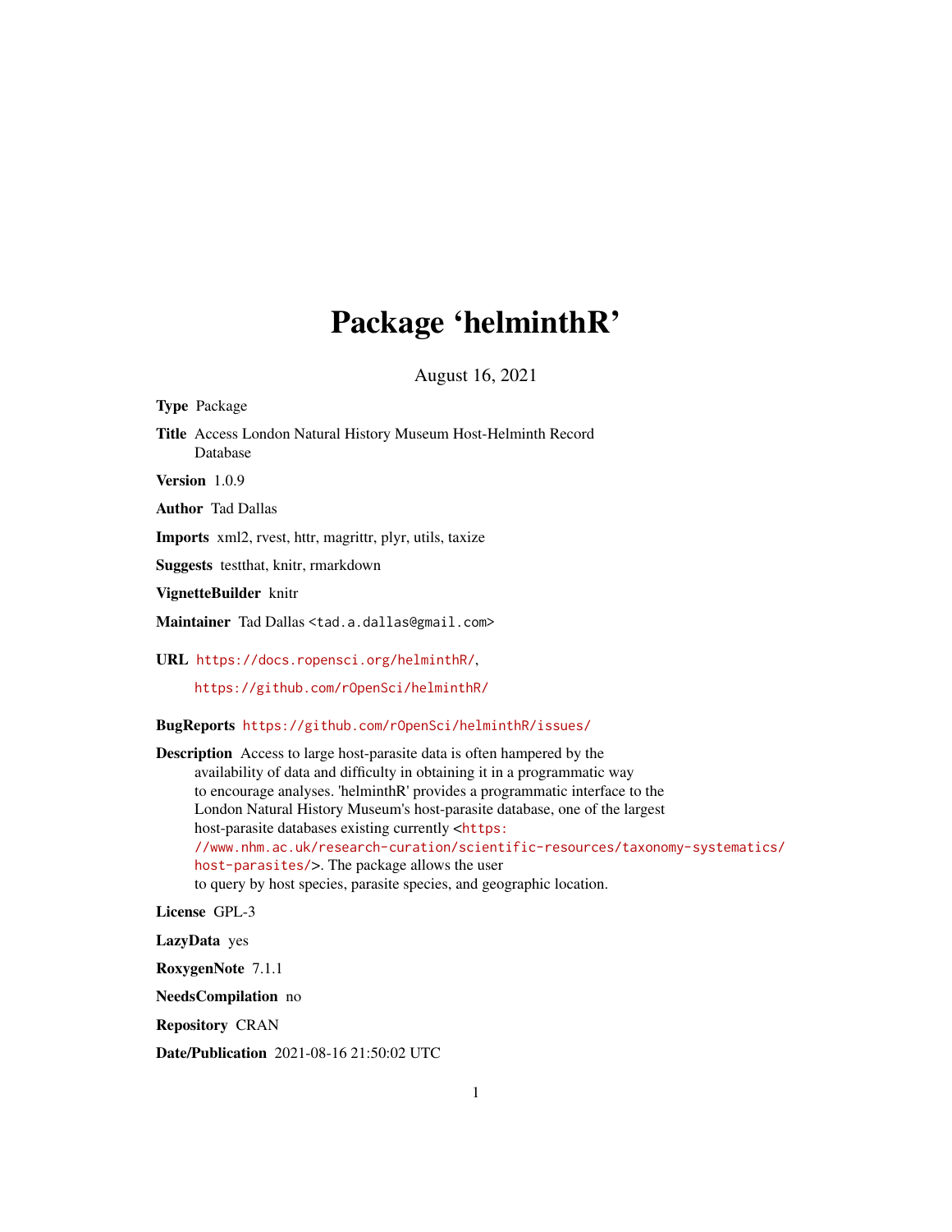# Package 'helminthR'

August 16, 2021

**Type** Package

**Title** Access London Natural History Museum Host-Helminth Record Database

**Version** 1.0.9

**Author** Tad Dallas

**Imports** xml2, rvest, httr, magrittr, plyr, utils, taxize

**Suggests** testthat, knitr, rmarkdown

**VignetteBuilder** knitr

**Maintainer** Tad Dallas <tad.a.dallas@gmail.com>

**URL** https://docs.ropensci.org/helminthR/,

https://github.com/rOpenSci/helminthR/

**BugReports** https://github.com/rOpenSci/helminthR/issues/

**Description** Access to large host-parasite data is often hampered by the availability of data and difficulty in obtaining it in a programmatic way to encourage analyses. 'helminthR' provides a programmatic interface to the London Natural History Museum's host-parasite database, one of the largest host-parasite databases existing currently <https://www.nhm.ac.uk/research-curation/scientific-resources/taxonomy-systematics/host-parasites/>. The package allows the user to query by host species, parasite species, and geographic location.

**License** GPL-3

**LazyData** yes

**RoxygenNote** 7.1.1

**NeedsCompilation** no

**Repository** CRAN

**Date/Publication** 2021-08-16 21:50:02 UTC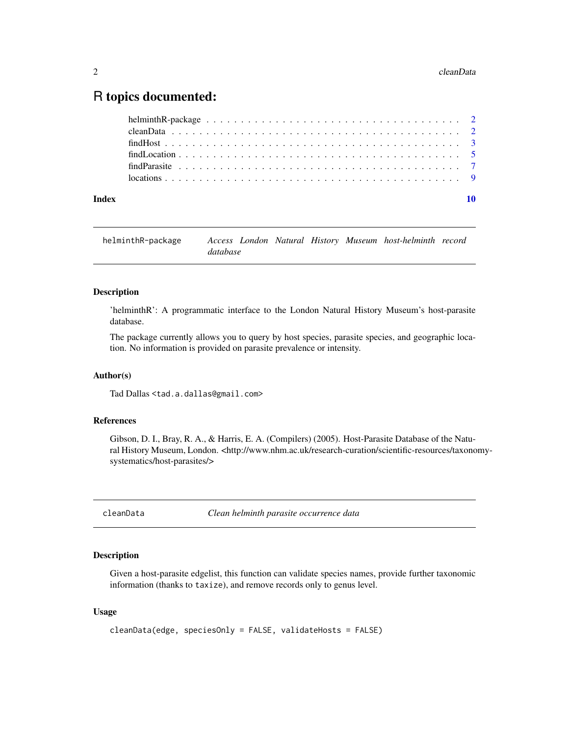# R topics documented:

helminthR-package . . . . . . . . . . . . . . . . . . . . . . . . . . . . . . . . . . . 2
cleanData . . . . . . . . . . . . . . . . . . . . . . . . . . . . . . . . . . . . . . . 2
findHost . . . . . . . . . . . . . . . . . . . . . . . . . . . . . . . . . . . . . . . 3
findLocation . . . . . . . . . . . . . . . . . . . . . . . . . . . . . . . . . . . . . 5
findParasite . . . . . . . . . . . . . . . . . . . . . . . . . . . . . . . . . . . . . 7
locations . . . . . . . . . . . . . . . . . . . . . . . . . . . . . . . . . . . . . . . 9

**Index** **10**

---

`helminthR-package` *Access London Natural History Museum host-helminth record database*

---

### Description

'helminthR': A programmatic interface to the London Natural History Museum's host-parasite database.

The package currently allows you to query by host species, parasite species, and geographic location. No information is provided on parasite prevalence or intensity.

### Author(s)

Tad Dallas <tad.a.dallas@gmail.com>

### References

Gibson, D. I., Bray, R. A., & Harris, E. A. (Compilers) (2005). Host-Parasite Database of the Natural History Museum, London. <http://www.nhm.ac.uk/research-curation/scientific-resources/taxonomy-systematics/host-parasites/>

---

`cleanData` *Clean helminth parasite occurrence data*

---

### Description

Given a host-parasite edgelist, this function can validate species names, provide further taxonomic information (thanks to `taxize`), and remove records only to genus level.

### Usage

```
cleanData(edge, speciesOnly = FALSE, validateHosts = FALSE)
```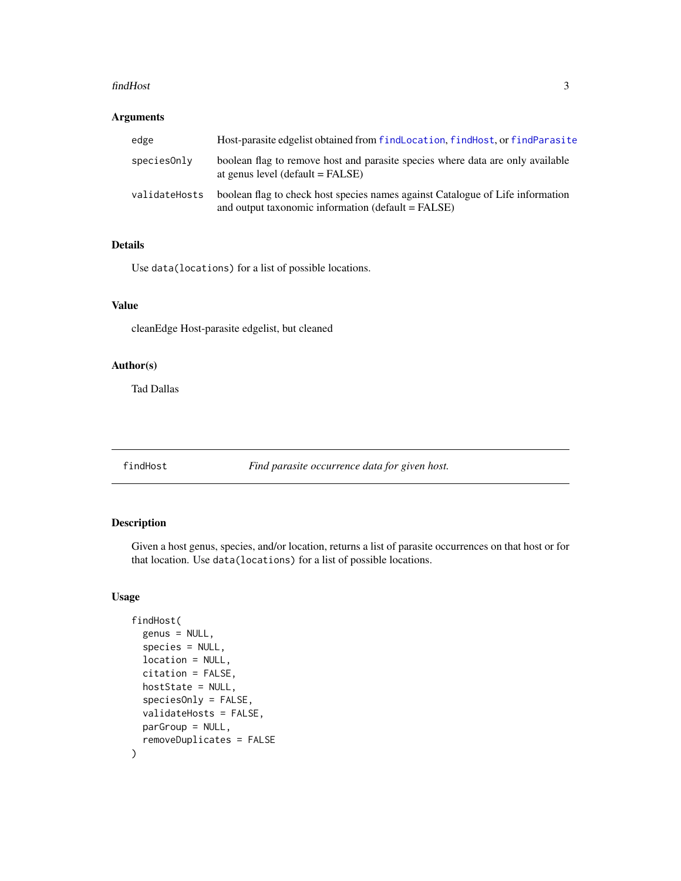### Arguments

| | |
|---|---|
| `edge` | Host-parasite edgelist obtained from `findLocation`, `findHost`, or `findParasite` |
| `speciesOnly` | boolean flag to remove host and parasite species where data are only available at genus level (default = FALSE) |
| `validateHosts` | boolean flag to check host species names against Catalogue of Life information and output taxonomic information (default = FALSE) |

### Details

Use `data(locations)` for a list of possible locations.

### Value

cleanEdge Host-parasite edgelist, but cleaned

### Author(s)

Tad Dallas

---

## findHost — *Find parasite occurrence data for given host.*

---

### Description

Given a host genus, species, and/or location, returns a list of parasite occurrences on that host or for that location. Use `data(locations)` for a list of possible locations.

### Usage

```
findHost(
  genus = NULL,
  species = NULL,
  location = NULL,
  citation = FALSE,
  hostState = NULL,
  speciesOnly = FALSE,
  validateHosts = FALSE,
  parGroup = NULL,
  removeDuplicates = FALSE
)
```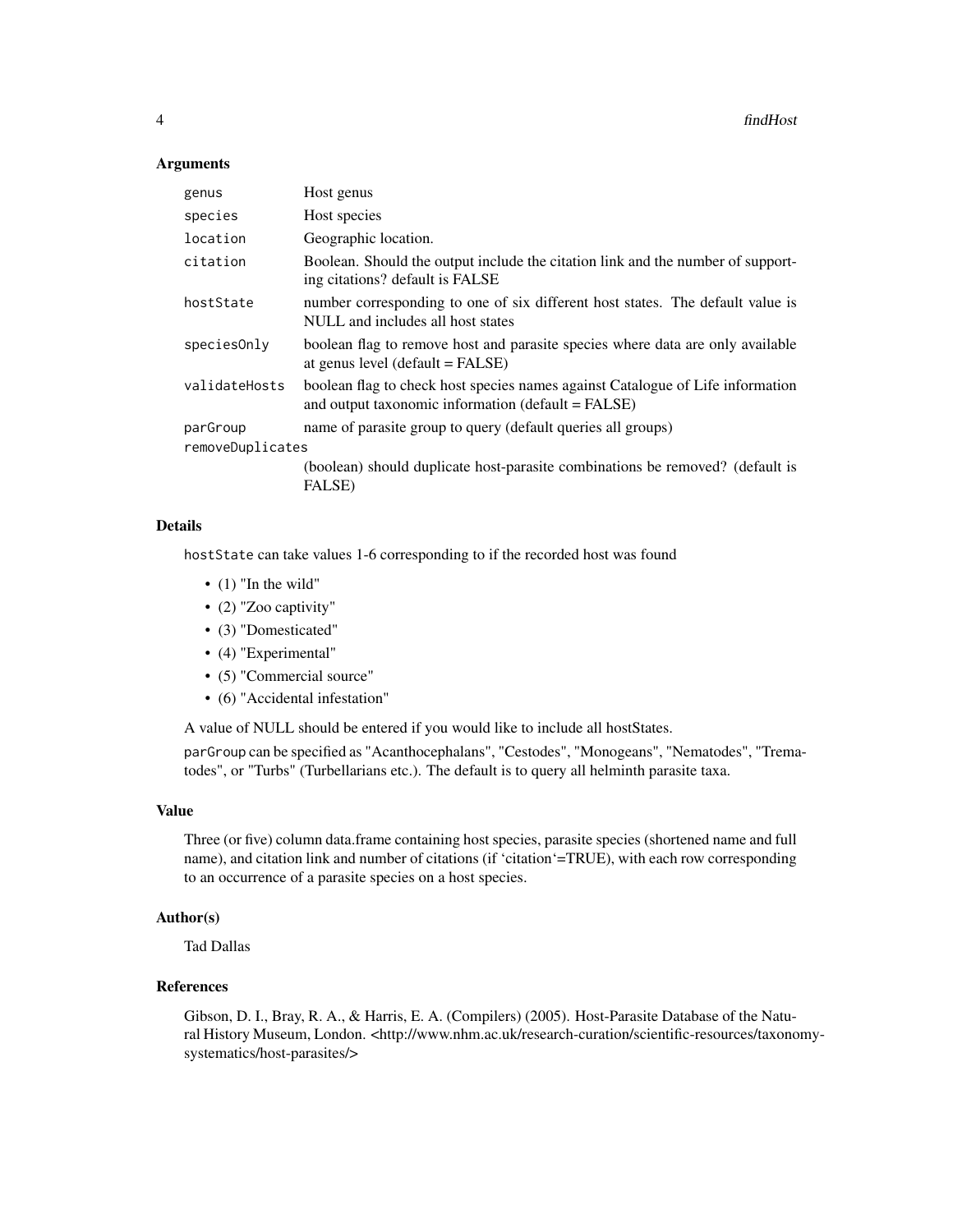## Arguments

| | |
|---|---|
| `genus` | Host genus |
| `species` | Host species |
| `location` | Geographic location. |
| `citation` | Boolean. Should the output include the citation link and the number of supporting citations? default is FALSE |
| `hostState` | number corresponding to one of six different host states. The default value is NULL and includes all host states |
| `speciesOnly` | boolean flag to remove host and parasite species where data are only available at genus level (default = FALSE) |
| `validateHosts` | boolean flag to check host species names against Catalogue of Life information and output taxonomic information (default = FALSE) |
| `parGroup` | name of parasite group to query (default queries all groups) |
| `removeDuplicates` | (boolean) should duplicate host-parasite combinations be removed? (default is FALSE) |

## Details

`hostState` can take values 1-6 corresponding to if the recorded host was found

- (1) "In the wild"
- (2) "Zoo captivity"
- (3) "Domesticated"
- (4) "Experimental"
- (5) "Commercial source"
- (6) "Accidental infestation"

A value of NULL should be entered if you would like to include all hostStates.

`parGroup` can be specified as "Acanthocephalans", "Cestodes", "Monogeans", "Nematodes", "Trematodes", or "Turbs" (Turbellarians etc.). The default is to query all helminth parasite taxa.

## Value

Three (or five) column data.frame containing host species, parasite species (shortened name and full name), and citation link and number of citations (if 'citation'=TRUE), with each row corresponding to an occurrence of a parasite species on a host species.

## Author(s)

Tad Dallas

## References

Gibson, D. I., Bray, R. A., & Harris, E. A. (Compilers) (2005). Host-Parasite Database of the Natural History Museum, London. <http://www.nhm.ac.uk/research-curation/scientific-resources/taxonomy-systematics/host-parasites/>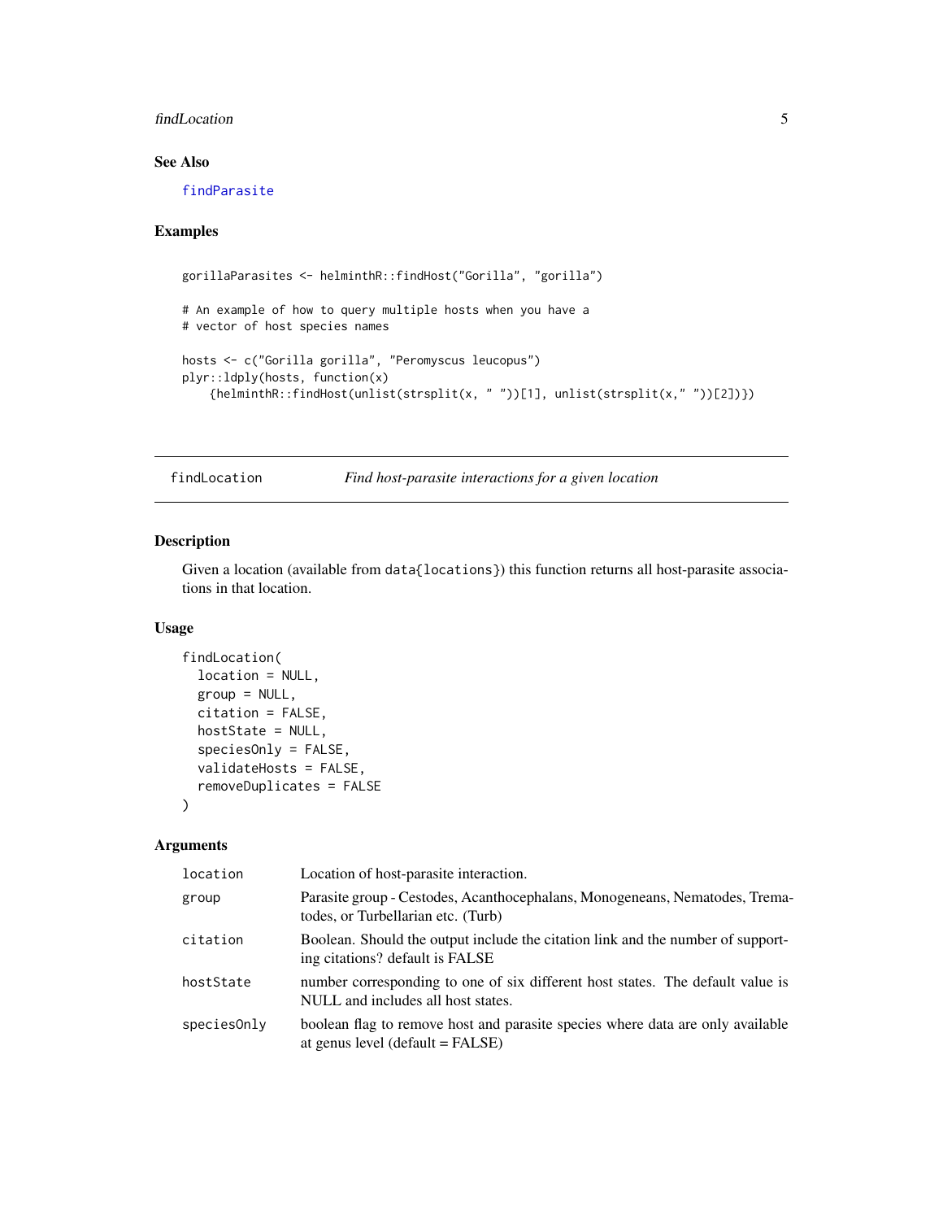## See Also

findParasite

## Examples

```
gorillaParasites <- helminthR::findHost("Gorilla", "gorilla")

# An example of how to query multiple hosts when you have a
# vector of host species names

hosts <- c("Gorilla gorilla", "Peromyscus leucopus")
plyr::ldply(hosts, function(x)
    {helminthR::findHost(unlist(strsplit(x, " "))[1], unlist(strsplit(x," "))[2])})
```

---

findLocation *Find host-parasite interactions for a given location*

---

## Description

Given a location (available from `data{locations}`) this function returns all host-parasite associations in that location.

## Usage

```
findLocation(
  location = NULL,
  group = NULL,
  citation = FALSE,
  hostState = NULL,
  speciesOnly = FALSE,
  validateHosts = FALSE,
  removeDuplicates = FALSE
)
```

## Arguments

| | |
|---|---|
| location | Location of host-parasite interaction. |
| group | Parasite group - Cestodes, Acanthocephalans, Monogeneans, Nematodes, Trematodes, or Turbellarian etc. (Turb) |
| citation | Boolean. Should the output include the citation link and the number of supporting citations? default is FALSE |
| hostState | number corresponding to one of six different host states. The default value is NULL and includes all host states. |
| speciesOnly | boolean flag to remove host and parasite species where data are only available at genus level (default = FALSE) |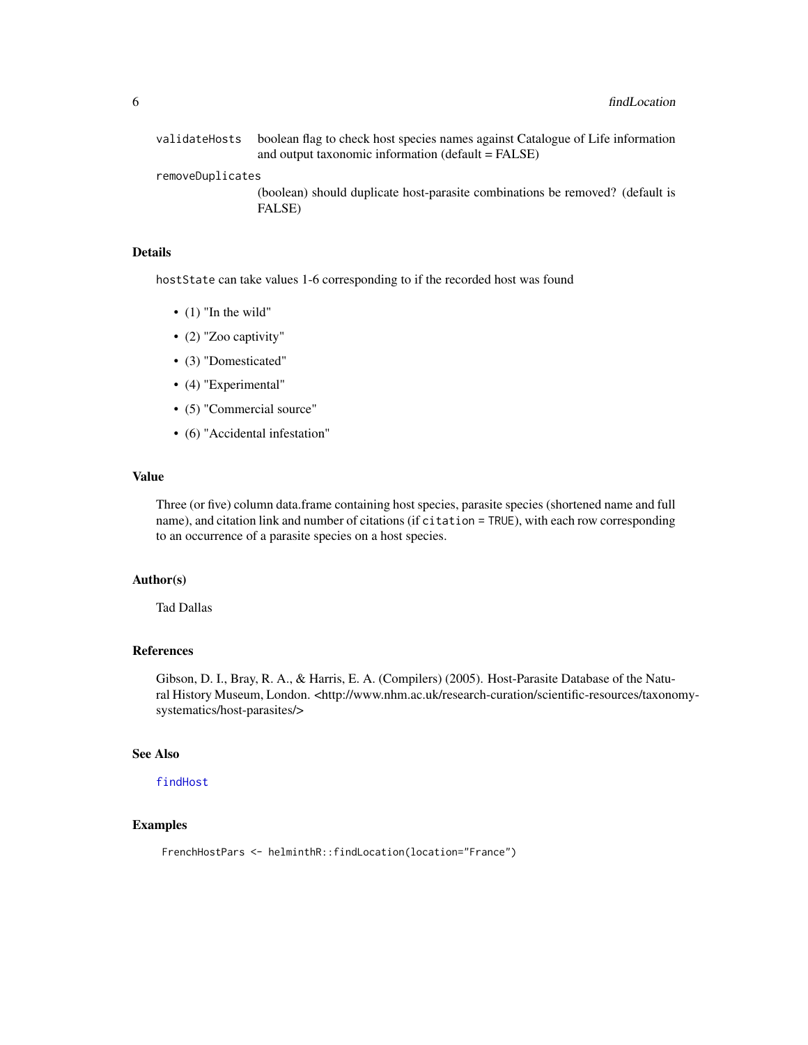validateHosts boolean flag to check host species names against Catalogue of Life information and output taxonomic information (default = FALSE)

removeDuplicates
(boolean) should duplicate host-parasite combinations be removed? (default is FALSE)

## Details

hostState can take values 1-6 corresponding to if the recorded host was found

- (1) "In the wild"
- (2) "Zoo captivity"
- (3) "Domesticated"
- (4) "Experimental"
- (5) "Commercial source"
- (6) "Accidental infestation"

## Value

Three (or five) column data.frame containing host species, parasite species (shortened name and full name), and citation link and number of citations (if citation = TRUE), with each row corresponding to an occurrence of a parasite species on a host species.

## Author(s)

Tad Dallas

## References

Gibson, D. I., Bray, R. A., & Harris, E. A. (Compilers) (2005). Host-Parasite Database of the Natural History Museum, London. <http://www.nhm.ac.uk/research-curation/scientific-resources/taxonomy-systematics/host-parasites/>

## See Also

findHost

## Examples

```
FrenchHostPars <- helminthR::findLocation(location="France")
```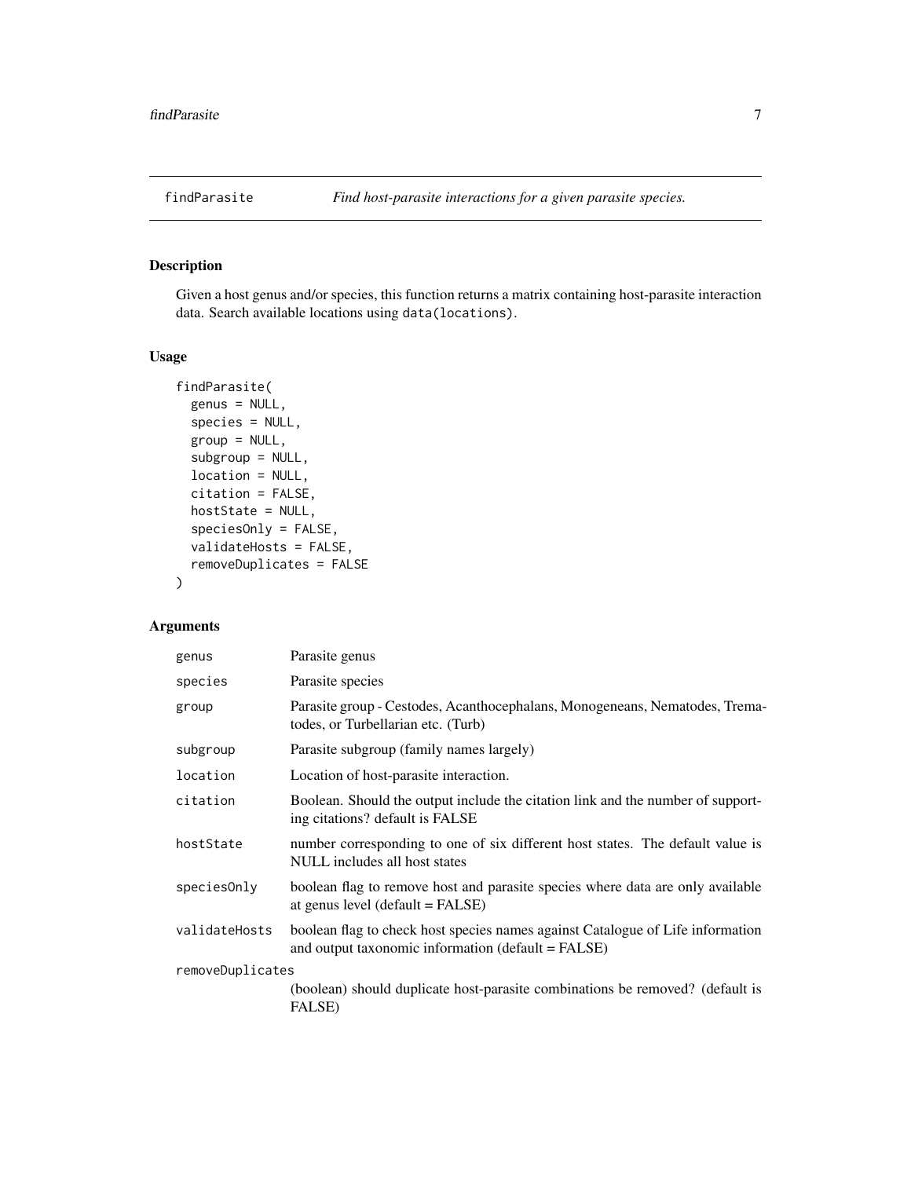## findParasite — *Find host-parasite interactions for a given parasite species.*

### Description

Given a host genus and/or species, this function returns a matrix containing host-parasite interaction data. Search available locations using `data(locations)`.

### Usage

```
findParasite(
  genus = NULL,
  species = NULL,
  group = NULL,
  subgroup = NULL,
  location = NULL,
  citation = FALSE,
  hostState = NULL,
  speciesOnly = FALSE,
  validateHosts = FALSE,
  removeDuplicates = FALSE
)
```

### Arguments

| Argument | Description |
|---|---|
| `genus` | Parasite genus |
| `species` | Parasite species |
| `group` | Parasite group - Cestodes, Acanthocephalans, Monogeneans, Nematodes, Trematodes, or Turbellarian etc. (Turb) |
| `subgroup` | Parasite subgroup (family names largely) |
| `location` | Location of host-parasite interaction. |
| `citation` | Boolean. Should the output include the citation link and the number of supporting citations? default is FALSE |
| `hostState` | number corresponding to one of six different host states. The default value is NULL includes all host states |
| `speciesOnly` | boolean flag to remove host and parasite species where data are only available at genus level (default = FALSE) |
| `validateHosts` | boolean flag to check host species names against Catalogue of Life information and output taxonomic information (default = FALSE) |
| `removeDuplicates` | (boolean) should duplicate host-parasite combinations be removed? (default is FALSE) |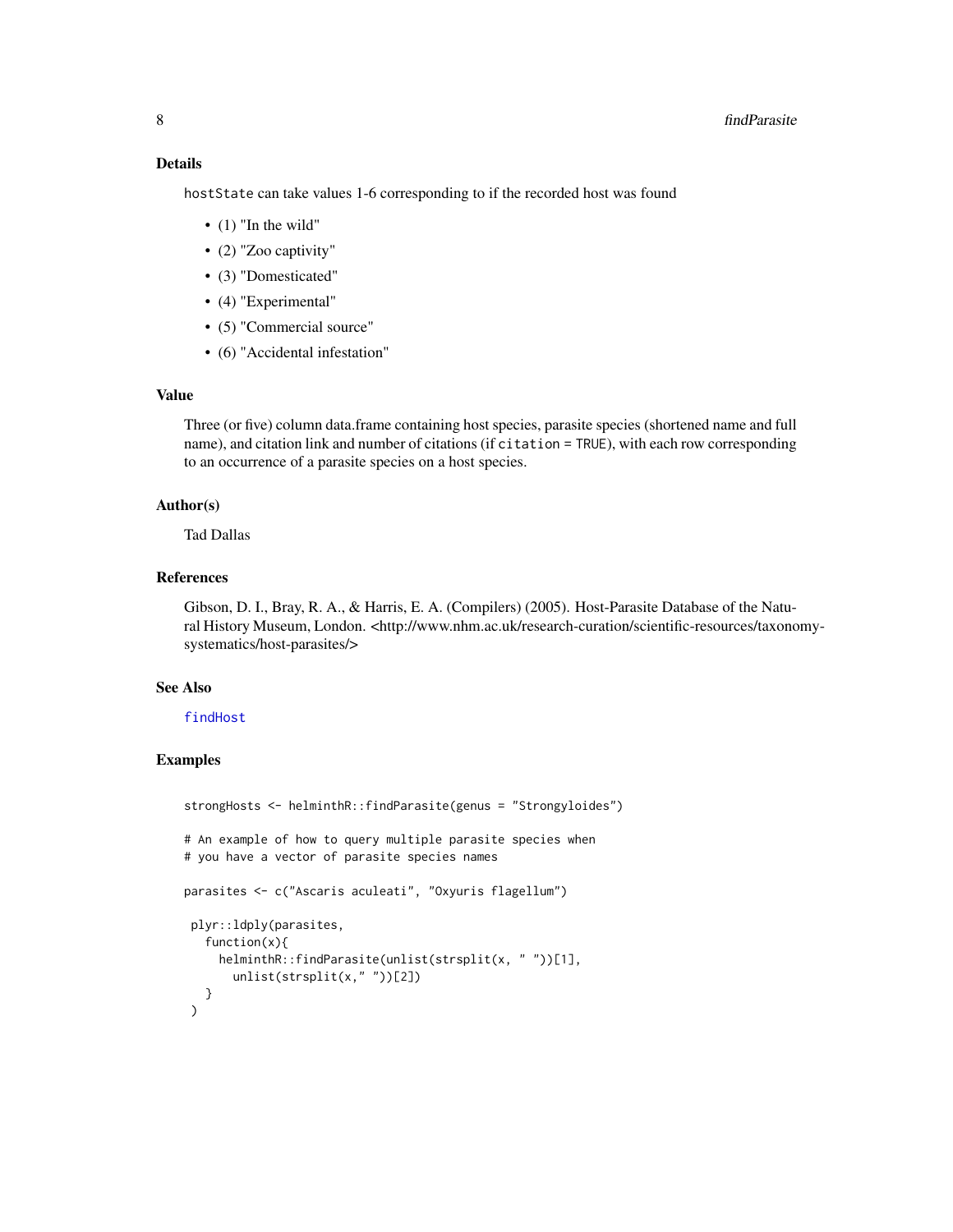## Details

`hostState` can take values 1-6 corresponding to if the recorded host was found

- (1) "In the wild"
- (2) "Zoo captivity"
- (3) "Domesticated"
- (4) "Experimental"
- (5) "Commercial source"
- (6) "Accidental infestation"

## Value

Three (or five) column data.frame containing host species, parasite species (shortened name and full name), and citation link and number of citations (if `citation = TRUE`), with each row corresponding to an occurrence of a parasite species on a host species.

## Author(s)

Tad Dallas

## References

Gibson, D. I., Bray, R. A., & Harris, E. A. (Compilers) (2005). Host-Parasite Database of the Natural History Museum, London. <http://www.nhm.ac.uk/research-curation/scientific-resources/taxonomy-systematics/host-parasites/>

## See Also

`findHost`

## Examples

```
strongHosts <- helminthR::findParasite(genus = "Strongyloides")

# An example of how to query multiple parasite species when
# you have a vector of parasite species names

parasites <- c("Ascaris aculeati", "Oxyuris flagellum")

 plyr::ldply(parasites,
   function(x){
     helminthR::findParasite(unlist(strsplit(x, " "))[1],
       unlist(strsplit(x," "))[2])
   }
 )
```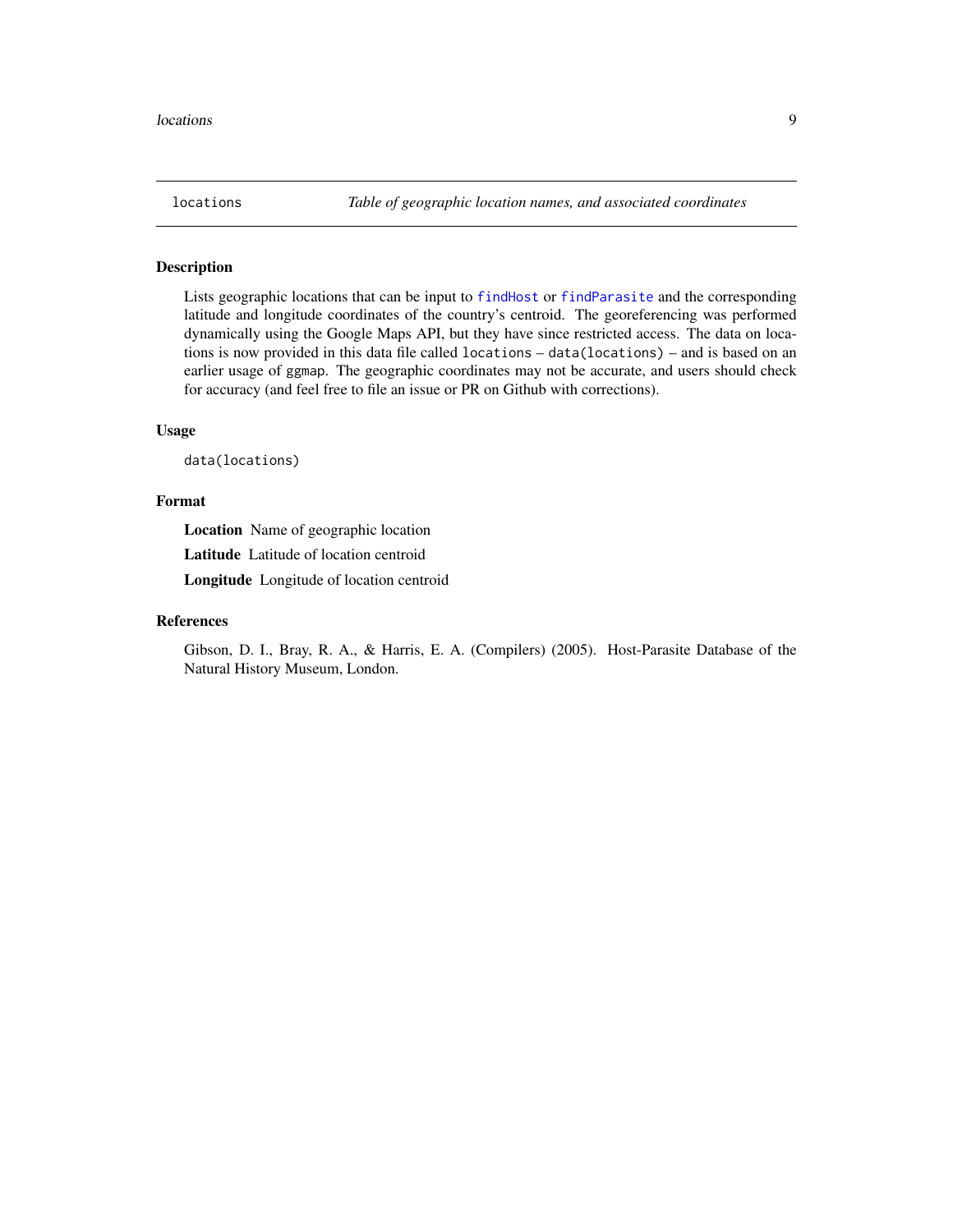`locations` *Table of geographic location names, and associated coordinates*

## Description

Lists geographic locations that can be input to `findHost` or `findParasite` and the corresponding latitude and longitude coordinates of the country's centroid. The georeferencing was performed dynamically using the Google Maps API, but they have since restricted access. The data on locations is now provided in this data file called `locations` – `data(locations)` – and is based on an earlier usage of `ggmap`. The geographic coordinates may not be accurate, and users should check for accuracy (and feel free to file an issue or PR on Github with corrections).

## Usage

```
data(locations)
```

## Format

**Location** Name of geographic location

**Latitude** Latitude of location centroid

**Longitude** Longitude of location centroid

## References

Gibson, D. I., Bray, R. A., & Harris, E. A. (Compilers) (2005). Host-Parasite Database of the Natural History Museum, London.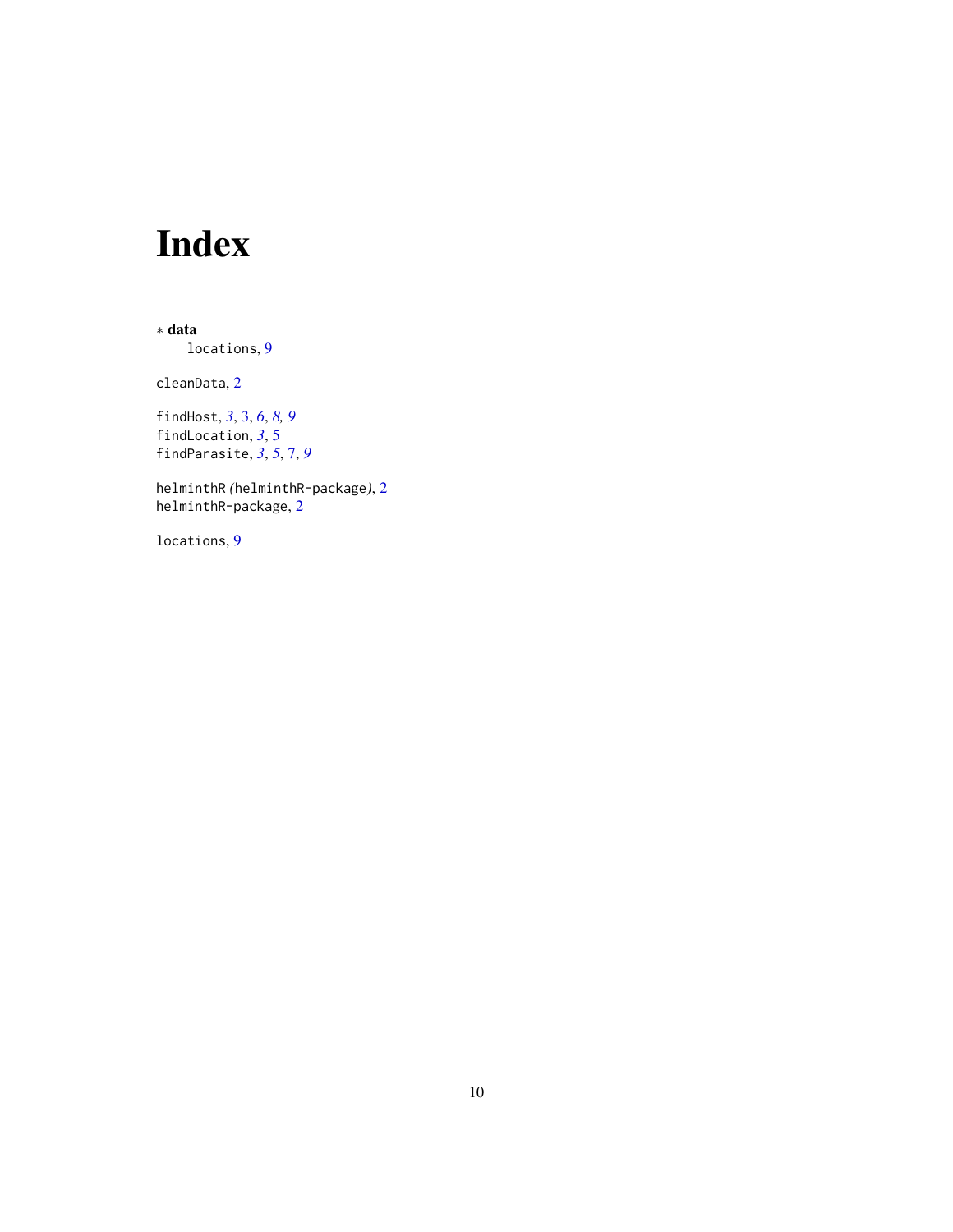# Index

∗ **data**
    locations, 9

cleanData, 2

findHost, *3*, 3, *6*, *8, 9*
findLocation, *3*, 5
findParasite, *3*, *5*, 7, *9*

helminthR *(*helminthR-package*)*, 2
helminthR-package, 2

locations, 9